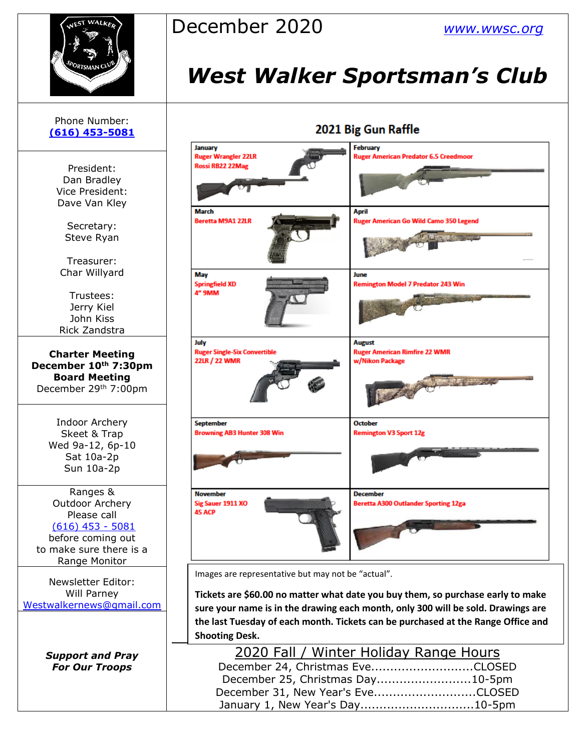# West Walker Sportsman's Club

December 2020

www.wwsc.org

Phone Number:
(616) 453-5081

President:
Dan Bradley
Vice President:
Dave Van Kley

Secretary:
Steve Ryan

Treasurer:
Char Willyard

Trustees:
Jerry Kiel
John Kiss
Rick Zandstra

**Charter Meeting**
**December 10th 7:30pm**
**Board Meeting**
December 29th 7:00pm

Indoor Archery
Skeet & Trap
Wed 9a-12, 6p-10
Sat 10a-2p
Sun 10a-2p

Ranges &
Outdoor Archery
Please call
(616) 453 - 5081
before coming out
to make sure there is a
Range Monitor

Newsletter Editor:
Will Parney
Westwalkernews@gmail.com

***Support and Pray For Our Troops***

## 2021 Big Gun Raffle

| Month | Prize |
| --- | --- |
| January | Ruger Wrangler 22LR, Rossi RB22 22Mag |
| February | Ruger American Predator 6.5 Creedmoor |
| March | Beretta M9A1 22LR |
| April | Ruger American Go Wild Camo 350 Legend |
| May | Springfield XD 4" 9MM |
| June | Remington Model 7 Predator 243 Win |
| July | Ruger Single-Six Convertible 22LR / 22 WMR |
| August | Ruger American Rimfire 22 WMR w/Nikon Package |
| September | Browning AB3 Hunter 308 Win |
| October | Remington V3 Sport 12g |
| November | Sig Sauer 1911 XO 45 ACP |
| December | Beretta A300 Outlander Sporting 12ga |

Images are representative but may not be "actual".

**Tickets are $60.00 no matter what date you buy them, so purchase early to make sure your name is in the drawing each month, only 300 will be sold. Drawings are the last Tuesday of each month. Tickets can be purchased at the Range Office and Shooting Desk.**

## 2020 Fall / Winter Holiday Range Hours

December 24, Christmas Eve...........................CLOSED
December 25, Christmas Day.........................10-5pm
December 31, New Year's Eve...........................CLOSED
January 1, New Year's Day..............................10-5pm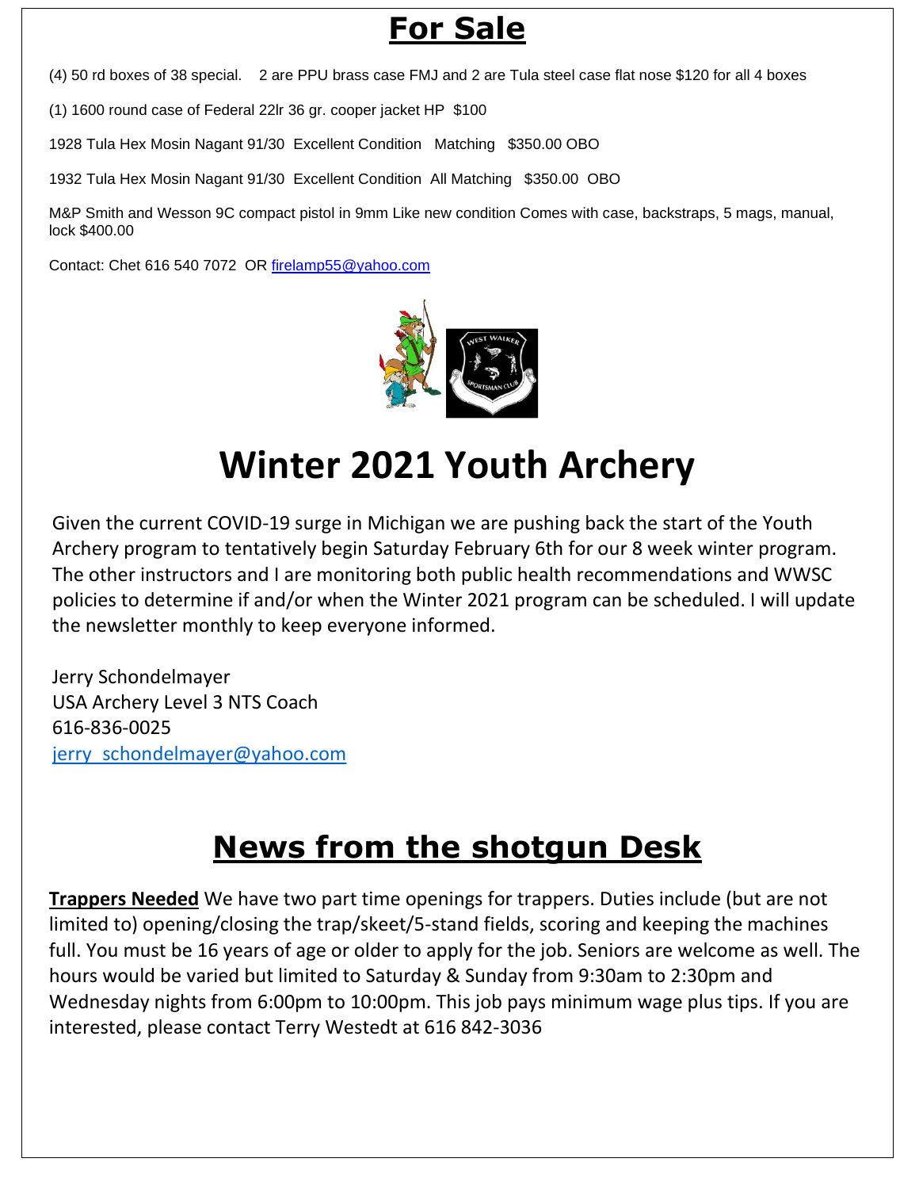# For Sale

(4) 50 rd boxes of 38 special. 2 are PPU brass case FMJ and 2 are Tula steel case flat nose $120 for all 4 boxes

(1) 1600 round case of Federal 22lr 36 gr. cooper jacket HP $100

1928 Tula Hex Mosin Nagant 91/30 Excellent Condition Matching $350.00 OBO

1932 Tula Hex Mosin Nagant 91/30 Excellent Condition All Matching $350.00 OBO

M&P Smith and Wesson 9C compact pistol in 9mm Like new condition Comes with case, backstraps, 5 mags, manual, lock $400.00

Contact: Chet 616 540 7072 OR firelamp55@yahoo.com

# Winter 2021 Youth Archery

Given the current COVID-19 surge in Michigan we are pushing back the start of the Youth Archery program to tentatively begin Saturday February 6th for our 8 week winter program. The other instructors and I are monitoring both public health recommendations and WWSC policies to determine if and/or when the Winter 2021 program can be scheduled. I will update the newsletter monthly to keep everyone informed.

Jerry Schondelmayer
USA Archery Level 3 NTS Coach
616-836-0025
jerry_schondelmayer@yahoo.com

# News from the shotgun Desk

**Trappers Needed** We have two part time openings for trappers. Duties include (but are not limited to) opening/closing the trap/skeet/5-stand fields, scoring and keeping the machines full. You must be 16 years of age or older to apply for the job. Seniors are welcome as well. The hours would be varied but limited to Saturday & Sunday from 9:30am to 2:30pm and Wednesday nights from 6:00pm to 10:00pm. This job pays minimum wage plus tips. If you are interested, please contact Terry Westedt at 616 842-3036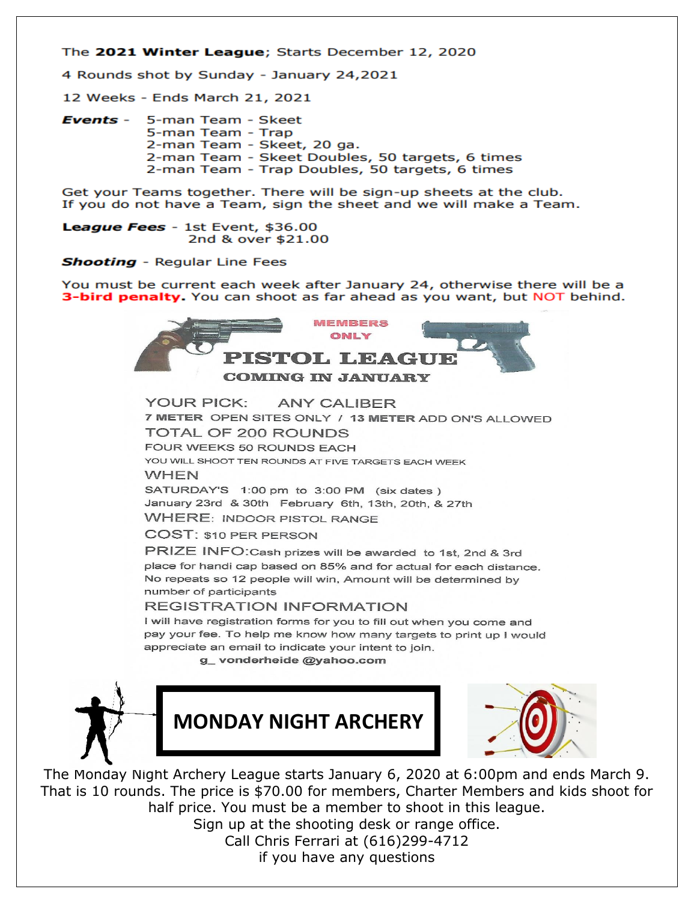The **2021 Winter League**; Starts December 12, 2020

4 Rounds shot by Sunday - January 24,2021

12 Weeks - Ends March 21, 2021

***Events*** -
- 5-man Team - Skeet
- 5-man Team - Trap
- 2-man Team - Skeet, 20 ga.
- 2-man Team - Skeet Doubles, 50 targets, 6 times
- 2-man Team - Trap Doubles, 50 targets, 6 times

Get your Teams together. There will be sign-up sheets at the club. If you do not have a Team, sign the sheet and we will make a Team.

***League Fees*** - 1st Event, $36.00
2nd & over $21.00

***Shooting*** - Regular Line Fees

You must be current each week after January 24, otherwise there will be a **3-bird penalty.** You can shoot as far ahead as you want, but NOT behind.

MEMBERS ONLY

# PISTOL LEAGUE

## COMING IN JANUARY

YOUR PICK: ANY CALIBER

**7 METER** OPEN SITES ONLY / **13 METER** ADD ON'S ALLOWED

TOTAL OF 200 ROUNDS

FOUR WEEKS 50 ROUNDS EACH

YOU WILL SHOOT TEN ROUNDS AT FIVE TARGETS EACH WEEK

WHEN

SATURDAY'S 1:00 pm to 3:00 PM (six dates )
January 23rd & 30th February 6th, 13th, 20th, & 27th

WHERE: INDOOR PISTOL RANGE

COST: $10 PER PERSON

PRIZE INFO: Cash prizes will be awarded to 1st, 2nd & 3rd place for handi cap based on 85% and for actual for each distance. No repeats so 12 people will win. Amount will be determined by number of participants

REGISTRATION INFORMATION

I will have registration forms for you to fill out when you come and pay your fee. To help me know how many targets to print up I would appreciate an email to indicate your intent to join.

g_ vonderheide @yahoo.com

# MONDAY NIGHT ARCHERY

The Monday Night Archery League starts January 6, 2020 at 6:00pm and ends March 9. That is 10 rounds. The price is $70.00 for members, Charter Members and kids shoot for half price. You must be a member to shoot in this league.
Sign up at the shooting desk or range office.
Call Chris Ferrari at (616)299-4712
if you have any questions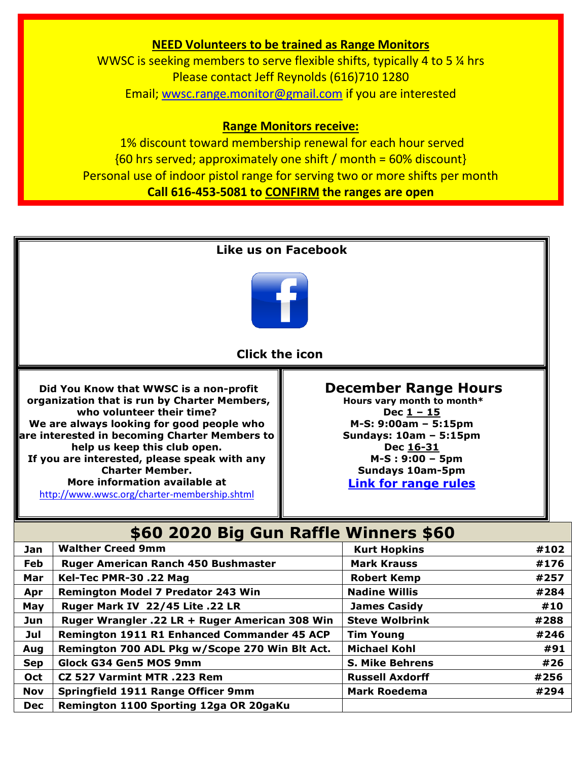**NEED Volunteers to be trained as Range Monitors**

WWSC is seeking members to serve flexible shifts, typically 4 to 5 ¼ hrs

Please contact Jeff Reynolds (616)710 1280

Email; wwsc.range.monitor@gmail.com if you are interested

**Range Monitors receive:**

1% discount toward membership renewal for each hour served

{60 hrs served; approximately one shift / month = 60% discount}

Personal use of indoor pistol range for serving two or more shifts per month

**Call 616-453-5081 to CONFIRM the ranges are open**

**Like us on Facebook**

**Click the icon**

**Did You Know that WWSC is a non-profit organization that is run by Charter Members, who volunteer their time?**
**We are always looking for good people who are interested in becoming Charter Members to help us keep this club open.**
**If you are interested, please speak with any Charter Member.**
**More information available at**
http://www.wwsc.org/charter-membership.shtml

## December Range Hours

**Hours vary month to month***

**Dec 1 – 15**
**M-S: 9:00am – 5:15pm**
**Sundays: 10am – 5:15pm**

**Dec 16-31**
**M-S : 9:00 – 5pm**
**Sundays 10am-5pm**

**Link for range rules**

## $60 2020 Big Gun Raffle Winners $60

| Month | Prize | Winner | # |
|---|---|---|---|
| Jan | Walther Creed 9mm | Kurt Hopkins | #102 |
| Feb | Ruger American Ranch 450 Bushmaster | Mark Krauss | #176 |
| Mar | Kel-Tec PMR-30 .22 Mag | Robert Kemp | #257 |
| Apr | Remington Model 7 Predator 243 Win | Nadine Willis | #284 |
| May | Ruger Mark IV 22/45 Lite .22 LR | James Casidy | #10 |
| Jun | Ruger Wrangler .22 LR + Ruger American 308 Win | Steve Wolbrink | #288 |
| Jul | Remington 1911 R1 Enhanced Commander 45 ACP | Tim Young | #246 |
| Aug | Remington 700 ADL Pkg w/Scope 270 Win Blt Act. | Michael Kohl | #91 |
| Sep | Glock G34 Gen5 MOS 9mm | S. Mike Behrens | #26 |
| Oct | CZ 527 Varmint MTR .223 Rem | Russell Axdorff | #256 |
| Nov | Springfield 1911 Range Officer 9mm | Mark Roedema | #294 |
| Dec | Remington 1100 Sporting 12ga OR 20gaKu | | |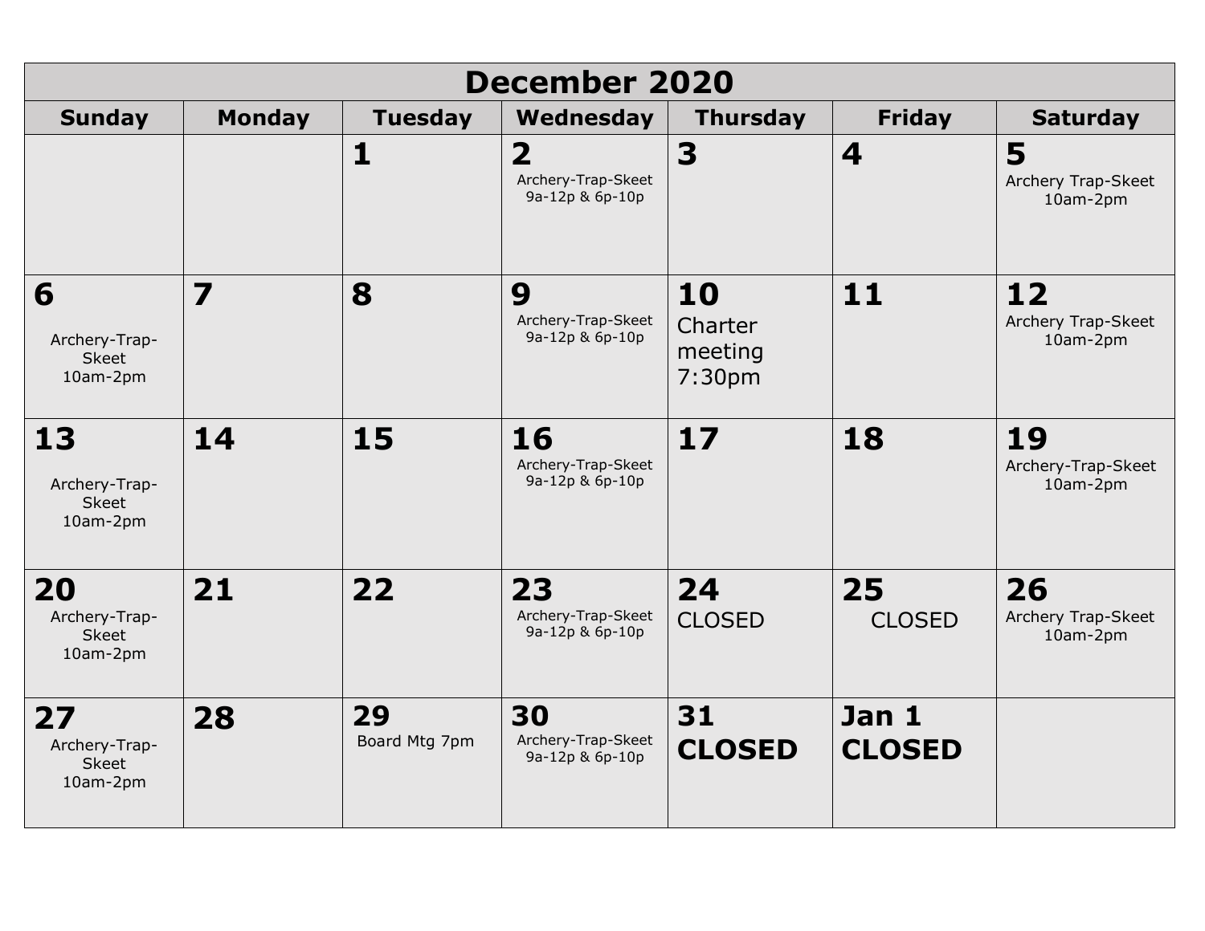# December 2020

| Sunday | Monday | Tuesday | Wednesday | Thursday | Friday | Saturday |
|---|---|---|---|---|---|---|
| | | **1** | **2** Archery-Trap-Skeet 9a-12p & 6p-10p | **3** | **4** | **5** Archery Trap-Skeet 10am-2pm |
| **6** Archery-Trap-Skeet 10am-2pm | **7** | **8** | **9** Archery-Trap-Skeet 9a-12p & 6p-10p | **10** Charter meeting 7:30pm | **11** | **12** Archery Trap-Skeet 10am-2pm |
| **13** Archery-Trap-Skeet 10am-2pm | **14** | **15** | **16** Archery-Trap-Skeet 9a-12p & 6p-10p | **17** | **18** | **19** Archery-Trap-Skeet 10am-2pm |
| **20** Archery-Trap-Skeet 10am-2pm | **21** | **22** | **23** Archery-Trap-Skeet 9a-12p & 6p-10p | **24** CLOSED | **25** CLOSED | **26** Archery Trap-Skeet 10am-2pm |
| **27** Archery-Trap-Skeet 10am-2pm | **28** | **29** Board Mtg 7pm | **30** Archery-Trap-Skeet 9a-12p & 6p-10p | **31 CLOSED** | **Jan 1 CLOSED** | |